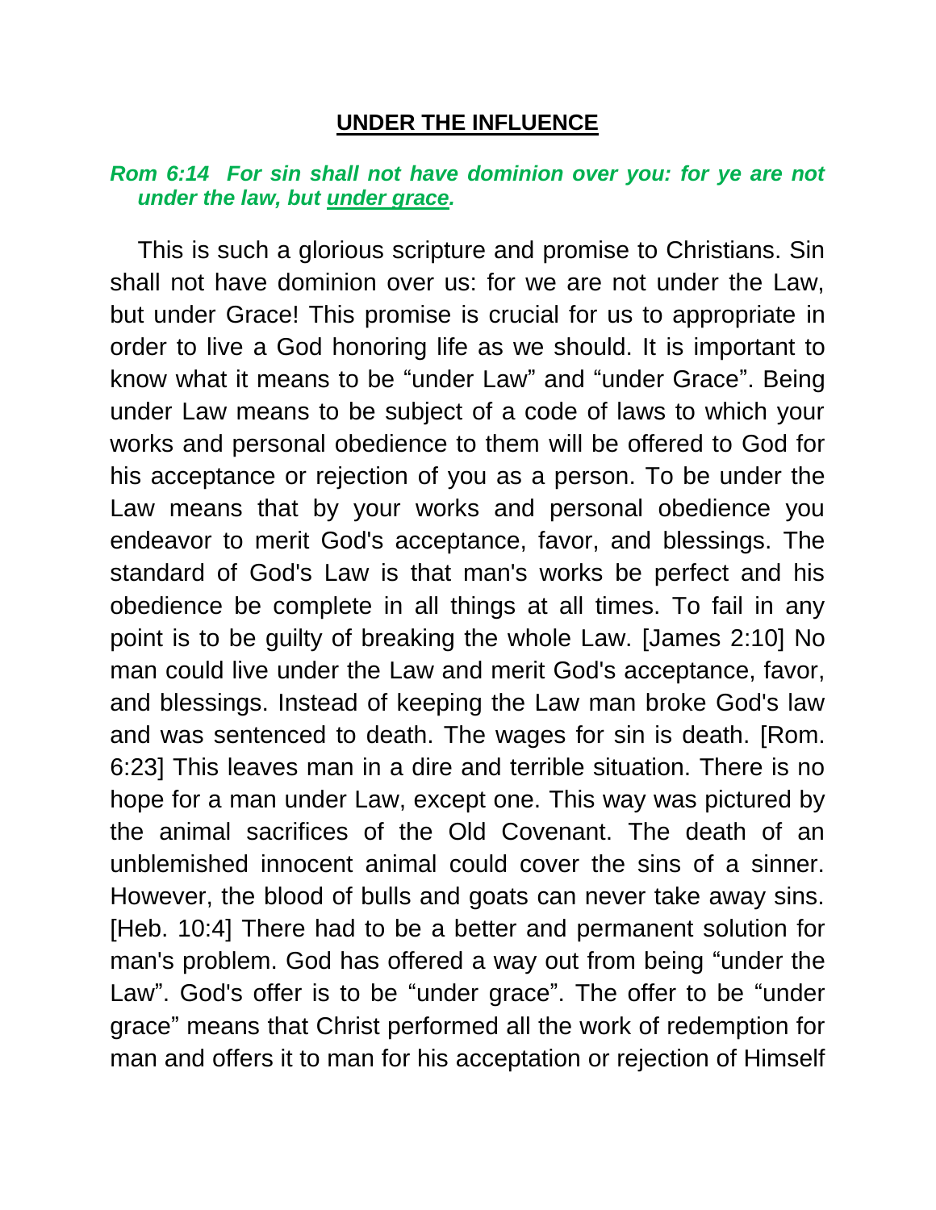# UNDER THE INFLUENCE

***Rom 6:14 For sin shall not have dominion over you: for ye are not under the law, but under grace.***

This is such a glorious scripture and promise to Christians. Sin shall not have dominion over us: for we are not under the Law, but under Grace! This promise is crucial for us to appropriate in order to live a God honoring life as we should. It is important to know what it means to be “under Law” and “under Grace”. Being under Law means to be subject of a code of laws to which your works and personal obedience to them will be offered to God for his acceptance or rejection of you as a person. To be under the Law means that by your works and personal obedience you endeavor to merit God's acceptance, favor, and blessings. The standard of God's Law is that man's works be perfect and his obedience be complete in all things at all times. To fail in any point is to be guilty of breaking the whole Law. [James 2:10] No man could live under the Law and merit God's acceptance, favor, and blessings. Instead of keeping the Law man broke God's law and was sentenced to death. The wages for sin is death. [Rom. 6:23] This leaves man in a dire and terrible situation. There is no hope for a man under Law, except one. This way was pictured by the animal sacrifices of the Old Covenant. The death of an unblemished innocent animal could cover the sins of a sinner. However, the blood of bulls and goats can never take away sins. [Heb. 10:4] There had to be a better and permanent solution for man's problem. God has offered a way out from being “under the Law”. God's offer is to be “under grace”. The offer to be “under grace” means that Christ performed all the work of redemption for man and offers it to man for his acceptation or rejection of Himself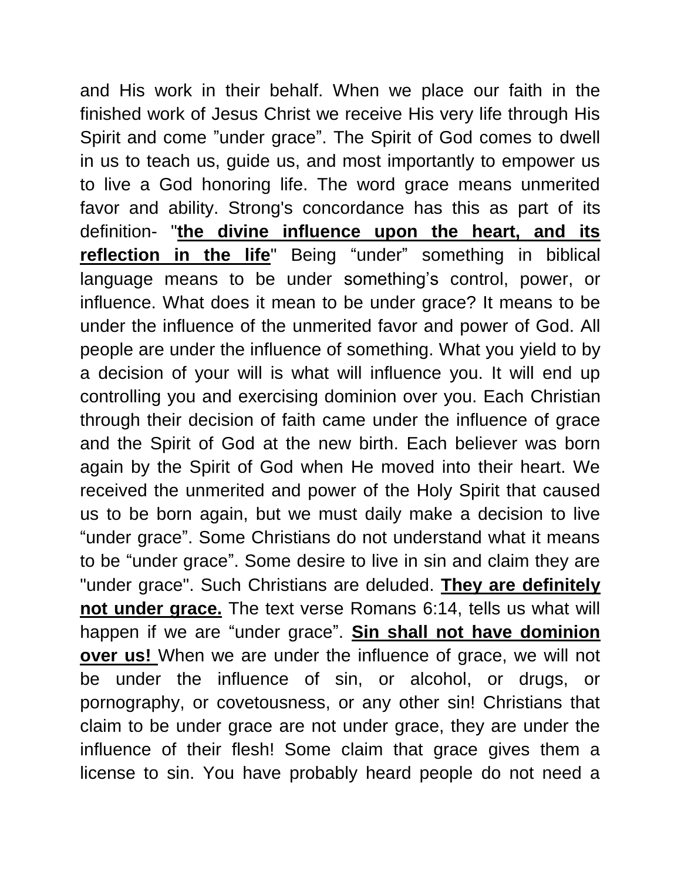and His work in their behalf. When we place our faith in the finished work of Jesus Christ we receive His very life through His Spirit and come ”under grace”. The Spirit of God comes to dwell in us to teach us, guide us, and most importantly to empower us to live a God honoring life. The word grace means unmerited favor and ability. Strong's concordance has this as part of its definition- "**<u>the divine influence upon the heart, and its reflection in the life</u>**" Being “under” something in biblical language means to be under something’s control, power, or influence. What does it mean to be under grace? It means to be under the influence of the unmerited favor and power of God. All people are under the influence of something. What you yield to by a decision of your will is what will influence you. It will end up controlling you and exercising dominion over you. Each Christian through their decision of faith came under the influence of grace and the Spirit of God at the new birth. Each believer was born again by the Spirit of God when He moved into their heart. We received the unmerited and power of the Holy Spirit that caused us to be born again, but we must daily make a decision to live “under grace”. Some Christians do not understand what it means to be “under grace”. Some desire to live in sin and claim they are "under grace". Such Christians are deluded. **<u>They are definitely not under grace.</u>** The text verse Romans 6:14, tells us what will happen if we are “under grace”. **<u>Sin shall not have dominion over us!</u>** When we are under the influence of grace, we will not be under the influence of sin, or alcohol, or drugs, or pornography, or covetousness, or any other sin! Christians that claim to be under grace are not under grace, they are under the influence of their flesh! Some claim that grace gives them a license to sin. You have probably heard people do not need a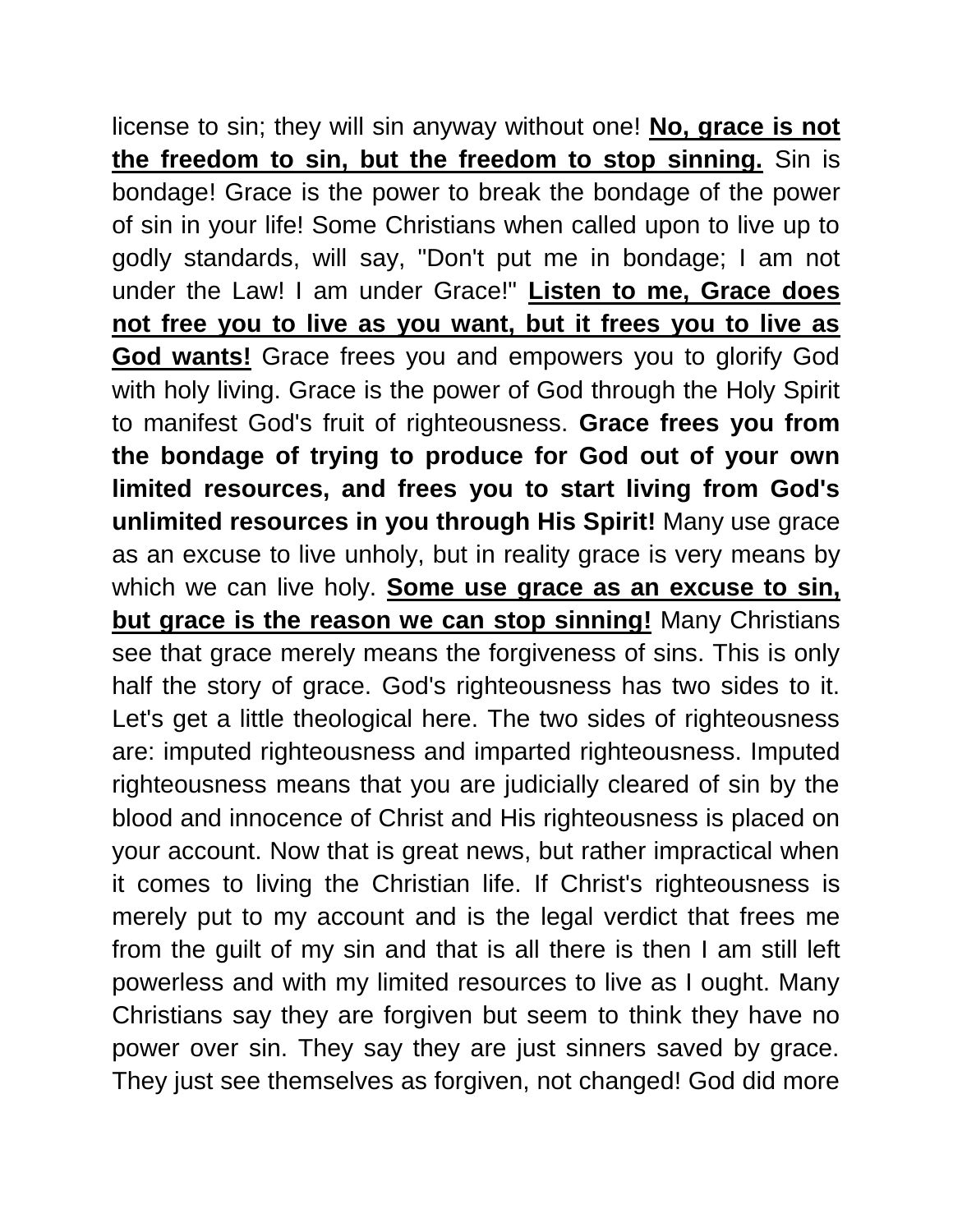license to sin; they will sin anyway without one! **<u>No, grace is not the freedom to sin, but the freedom to stop sinning.</u>** Sin is bondage! Grace is the power to break the bondage of the power of sin in your life! Some Christians when called upon to live up to godly standards, will say, "Don't put me in bondage; I am not under the Law! I am under Grace!" **<u>Listen to me, Grace does not free you to live as you want, but it frees you to live as God wants!</u>** Grace frees you and empowers you to glorify God with holy living. Grace is the power of God through the Holy Spirit to manifest God's fruit of righteousness. **Grace frees you from the bondage of trying to produce for God out of your own limited resources, and frees you to start living from God's unlimited resources in you through His Spirit!** Many use grace as an excuse to live unholy, but in reality grace is very means by which we can live holy. **<u>Some use grace as an excuse to sin, but grace is the reason we can stop sinning!</u>** Many Christians see that grace merely means the forgiveness of sins. This is only half the story of grace. God's righteousness has two sides to it. Let's get a little theological here. The two sides of righteousness are: imputed righteousness and imparted righteousness. Imputed righteousness means that you are judicially cleared of sin by the blood and innocence of Christ and His righteousness is placed on your account. Now that is great news, but rather impractical when it comes to living the Christian life. If Christ's righteousness is merely put to my account and is the legal verdict that frees me from the guilt of my sin and that is all there is then I am still left powerless and with my limited resources to live as I ought. Many Christians say they are forgiven but seem to think they have no power over sin. They say they are just sinners saved by grace. They just see themselves as forgiven, not changed! God did more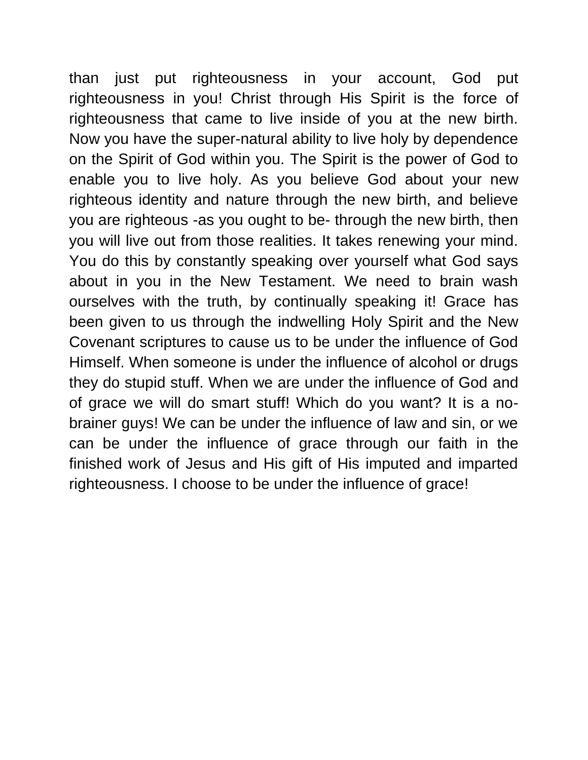than just put righteousness in your account, God put righteousness in you! Christ through His Spirit is the force of righteousness that came to live inside of you at the new birth. Now you have the super-natural ability to live holy by dependence on the Spirit of God within you. The Spirit is the power of God to enable you to live holy. As you believe God about your new righteous identity and nature through the new birth, and believe you are righteous -as you ought to be- through the new birth, then you will live out from those realities. It takes renewing your mind. You do this by constantly speaking over yourself what God says about in you in the New Testament. We need to brain wash ourselves with the truth, by continually speaking it! Grace has been given to us through the indwelling Holy Spirit and the New Covenant scriptures to cause us to be under the influence of God Himself. When someone is under the influence of alcohol or drugs they do stupid stuff. When we are under the influence of God and of grace we will do smart stuff! Which do you want? It is a no-brainer guys! We can be under the influence of law and sin, or we can be under the influence of grace through our faith in the finished work of Jesus and His gift of His imputed and imparted righteousness. I choose to be under the influence of grace!